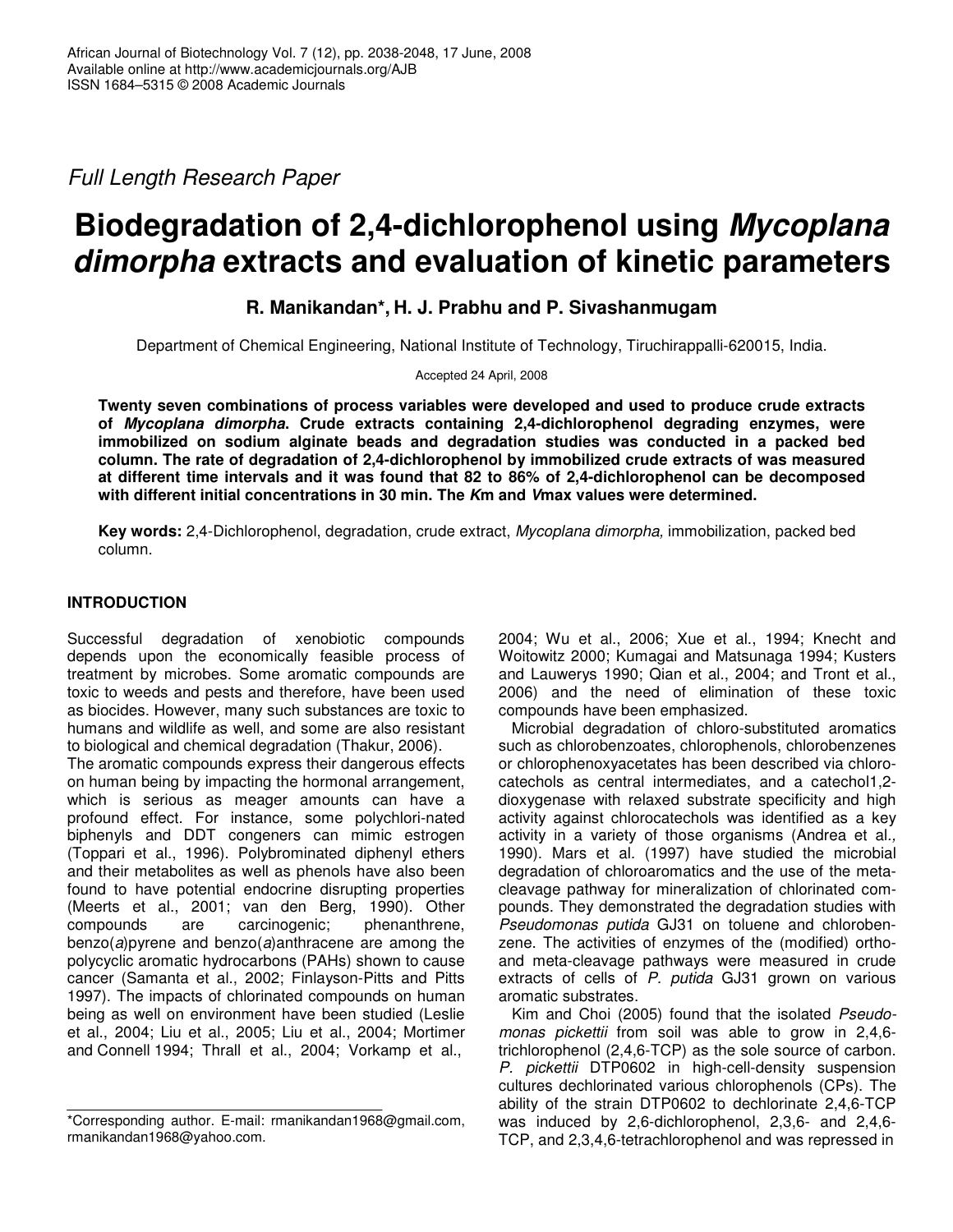*Full Length Research Paper*

# Biodegradation of 2,4-dichlorophenol using *Mycoplana dimorpha* extracts and evaluation of kinetic parameters

**R. Manikandan\*, H. J. Prabhu and P. Sivashanmugam**

Department of Chemical Engineering, National Institute of Technology, Tiruchirappalli-620015, India.

Accepted 24 April, 2008

**Twenty seven combinations of process variables were developed and used to produce crude extracts of *Mycoplana dimorpha*. Crude extracts containing 2,4-dichlorophenol degrading enzymes, were immobilized on sodium alginate beads and degradation studies was conducted in a packed bed column. The rate of degradation of 2,4-dichlorophenol by immobilized crude extracts of was measured at different time intervals and it was found that 82 to 86% of 2,4-dichlorophenol can be decomposed with different initial concentrations in 30 min. The *K*m and *V*max values were determined.**

**Key words:** 2,4-Dichlorophenol, degradation, crude extract, *Mycoplana dimorpha,* immobilization, packed bed column.

## INTRODUCTION

Successful degradation of xenobiotic compounds depends upon the economically feasible process of treatment by microbes. Some aromatic compounds are toxic to weeds and pests and therefore, have been used as biocides. However, many such substances are toxic to humans and wildlife as well, and some are also resistant to biological and chemical degradation (Thakur, 2006).

The aromatic compounds express their dangerous effects on human being by impacting the hormonal arrangement, which is serious as meager amounts can have a profound effect. For instance, some polychlori-nated biphenyls and DDT congeners can mimic estrogen (Toppari et al., 1996). Polybrominated diphenyl ethers and their metabolites as well as phenols have also been found to have potential endocrine disrupting properties (Meerts et al., 2001; van den Berg, 1990). Other compounds are carcinogenic; phenanthrene, benzo(*a*)pyrene and benzo(*a*)anthracene are among the polycyclic aromatic hydrocarbons (PAHs) shown to cause cancer (Samanta et al., 2002; Finlayson-Pitts and Pitts 1997). The impacts of chlorinated compounds on human being as well on environment have been studied (Leslie et al., 2004; Liu et al., 2005; Liu et al., 2004; Mortimer and Connell 1994; Thrall et al., 2004; Vorkamp et al., 2004; Wu et al., 2006; Xue et al., 1994; Knecht and Woitowitz 2000; Kumagai and Matsunaga 1994; Kusters and Lauwerys 1990; Qian et al., 2004; and Tront et al., 2006) and the need of elimination of these toxic compounds have been emphasized.

Microbial degradation of chloro-substituted aromatics such as chlorobenzoates, chlorophenols, chlorobenzenes or chlorophenoxyacetates has been described via chlorocatechols as central intermediates, and a catechol1,2-dioxygenase with relaxed substrate specificity and high activity against chlorocatechols was identified as a key activity in a variety of those organisms (Andrea et al., 1990). Mars et al. (1997) have studied the microbial degradation of chloroaromatics and the use of the meta-cleavage pathway for mineralization of chlorinated compounds. They demonstrated the degradation studies with *Pseudomonas putida* GJ31 on toluene and chlorobenzene. The activities of enzymes of the (modified) ortho- and meta-cleavage pathways were measured in crude extracts of cells of *P. putida* GJ31 grown on various aromatic substrates.

Kim and Choi (2005) found that the isolated *Pseudomonas pickettii* from soil was able to grow in 2,4,6-trichlorophenol (2,4,6-TCP) as the sole source of carbon. *P. pickettii* DTP0602 in high-cell-density suspension cultures dechlorinated various chlorophenols (CPs). The ability of the strain DTP0602 to dechlorinate 2,4,6-TCP was induced by 2,6-dichlorophenol, 2,3,6- and 2,4,6-TCP, and 2,3,4,6-tetrachlorophenol and was repressed in

\*Corresponding author. E-mail: rmanikandan1968@gmail.com, rmanikandan1968@yahoo.com.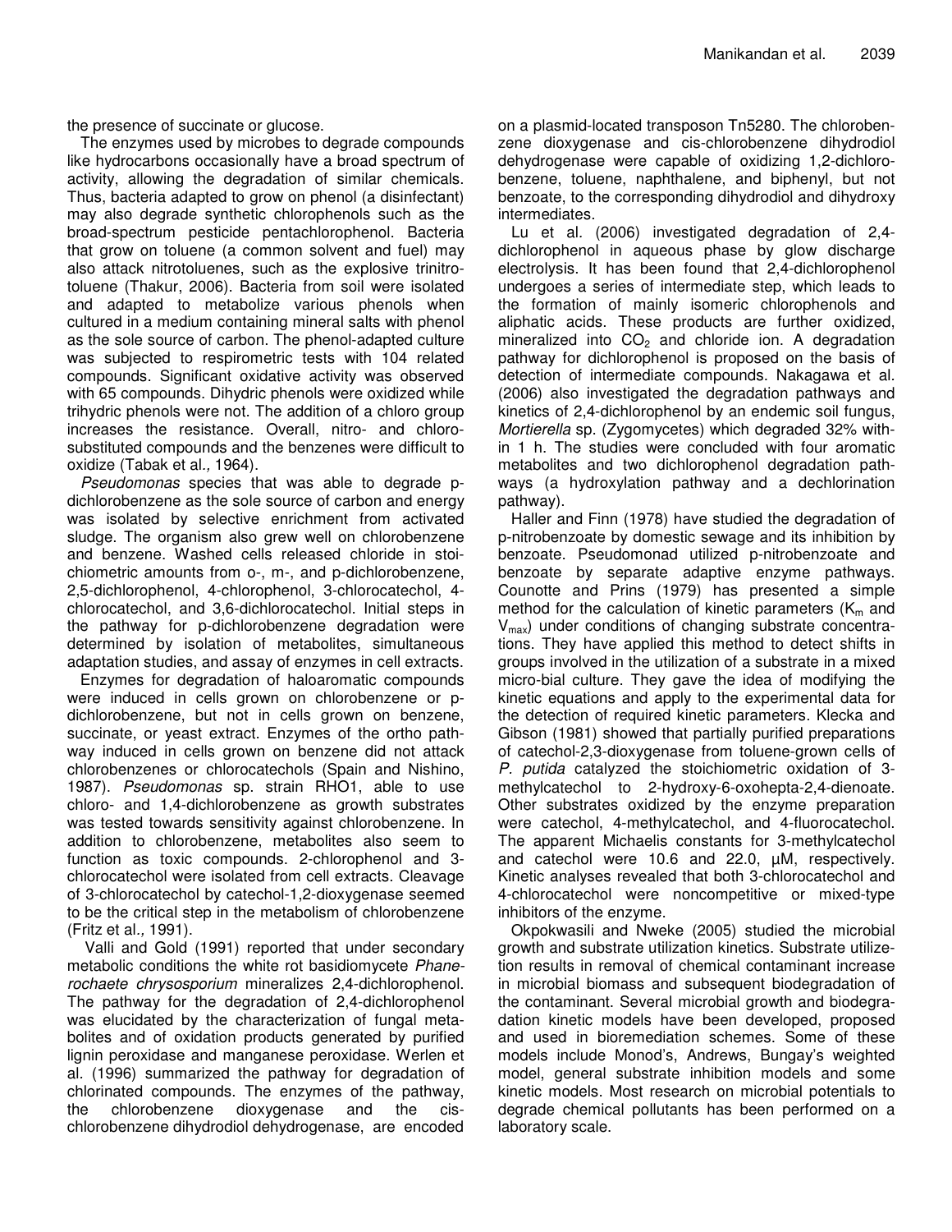the presence of succinate or glucose.

The enzymes used by microbes to degrade compounds like hydrocarbons occasionally have a broad spectrum of activity, allowing the degradation of similar chemicals. Thus, bacteria adapted to grow on phenol (a disinfectant) may also degrade synthetic chlorophenols such as the broad-spectrum pesticide pentachlorophenol. Bacteria that grow on toluene (a common solvent and fuel) may also attack nitrotoluenes, such as the explosive trinitrotoluene (Thakur, 2006). Bacteria from soil were isolated and adapted to metabolize various phenols when cultured in a medium containing mineral salts with phenol as the sole source of carbon. The phenol-adapted culture was subjected to respirometric tests with 104 related compounds. Significant oxidative activity was observed with 65 compounds. Dihydric phenols were oxidized while trihydric phenols were not. The addition of a chloro group increases the resistance. Overall, nitro- and chloro-substituted compounds and the benzenes were difficult to oxidize (Tabak et al*.,* 1964).

*Pseudomonas* species that was able to degrade p-dichlorobenzene as the sole source of carbon and energy was isolated by selective enrichment from activated sludge. The organism also grew well on chlorobenzene and benzene. Washed cells released chloride in stoichiometric amounts from o-, m-, and p-dichlorobenzene, 2,5-dichlorophenol, 4-chlorophenol, 3-chlorocatechol, 4-chlorocatechol, and 3,6-dichlorocatechol. Initial steps in the pathway for p-dichlorobenzene degradation were determined by isolation of metabolites, simultaneous adaptation studies, and assay of enzymes in cell extracts.

Enzymes for degradation of haloaromatic compounds were induced in cells grown on chlorobenzene or p-dichlorobenzene, but not in cells grown on benzene, succinate, or yeast extract. Enzymes of the ortho pathway induced in cells grown on benzene did not attack chlorobenzenes or chlorocatechols (Spain and Nishino, 1987). *Pseudomonas* sp. strain RHO1, able to use chloro- and 1,4-dichlorobenzene as growth substrates was tested towards sensitivity against chlorobenzene. In addition to chlorobenzene, metabolites also seem to function as toxic compounds. 2-chlorophenol and 3-chlorocatechol were isolated from cell extracts. Cleavage of 3-chlorocatechol by catechol-1,2-dioxygenase seemed to be the critical step in the metabolism of chlorobenzene (Fritz et al*.,* 1991).

Valli and Gold (1991) reported that under secondary metabolic conditions the white rot basidiomycete *Phanerochaete chrysosporium* mineralizes 2,4-dichlorophenol. The pathway for the degradation of 2,4-dichlorophenol was elucidated by the characterization of fungal metabolites and of oxidation products generated by purified lignin peroxidase and manganese peroxidase. Werlen et al. (1996) summarized the pathway for degradation of chlorinated compounds. The enzymes of the pathway, the chlorobenzene dioxygenase and the cis-chlorobenzene dihydrodiol dehydrogenase, are encoded on a plasmid-located transposon Tn5280. The chlorobenzene dioxygenase and cis-chlorobenzene dihydrodiol dehydrogenase were capable of oxidizing 1,2-dichlorobenzene, toluene, naphthalene, and biphenyl, but not benzoate, to the corresponding dihydrodiol and dihydroxy intermediates.

Lu et al*.* (2006) investigated degradation of 2,4-dichlorophenol in aqueous phase by glow discharge electrolysis. It has been found that 2,4-dichlorophenol undergoes a series of intermediate step, which leads to the formation of mainly isomeric chlorophenols and aliphatic acids. These products are further oxidized, mineralized into $CO_2$ and chloride ion. A degradation pathway for dichlorophenol is proposed on the basis of detection of intermediate compounds. Nakagawa et al. (2006) also investigated the degradation pathways and kinetics of 2,4-dichlorophenol by an endemic soil fungus, *Mortierella* sp. (Zygomycetes) which degraded 32% within 1 h. The studies were concluded with four aromatic metabolites and two dichlorophenol degradation pathways (a hydroxylation pathway and a dechlorination pathway).

Haller and Finn (1978) have studied the degradation of p-nitrobenzoate by domestic sewage and its inhibition by benzoate. Pseudomonad utilized p-nitrobenzoate and benzoate by separate adaptive enzyme pathways. Counotte and Prins (1979) has presented a simple method for the calculation of kinetic parameters ($K_m$ and $V_{max}$) under conditions of changing substrate concentrations. They have applied this method to detect shifts in groups involved in the utilization of a substrate in a mixed micro-bial culture. They gave the idea of modifying the kinetic equations and apply to the experimental data for the detection of required kinetic parameters. Klecka and Gibson (1981) showed that partially purified preparations of catechol-2,3-dioxygenase from toluene-grown cells of *P. putida* catalyzed the stoichiometric oxidation of 3-methylcatechol to 2-hydroxy-6-oxohepta-2,4-dienoate. Other substrates oxidized by the enzyme preparation were catechol, 4-methylcatechol, and 4-fluorocatechol. The apparent Michaelis constants for 3-methylcatechol and catechol were 10.6 and 22.0, µM, respectively. Kinetic analyses revealed that both 3-chlorocatechol and 4-chlorocatechol were noncompetitive or mixed-type inhibitors of the enzyme.

Okpokwasili and Nweke (2005) studied the microbial growth and substrate utilization kinetics. Substrate utilization results in removal of chemical contaminant increase in microbial biomass and subsequent biodegradation of the contaminant. Several microbial growth and biodegradation kinetic models have been developed, proposed and used in bioremediation schemes. Some of these models include Monod's, Andrews, Bungay's weighted model, general substrate inhibition models and some kinetic models. Most research on microbial potentials to degrade chemical pollutants has been performed on a laboratory scale.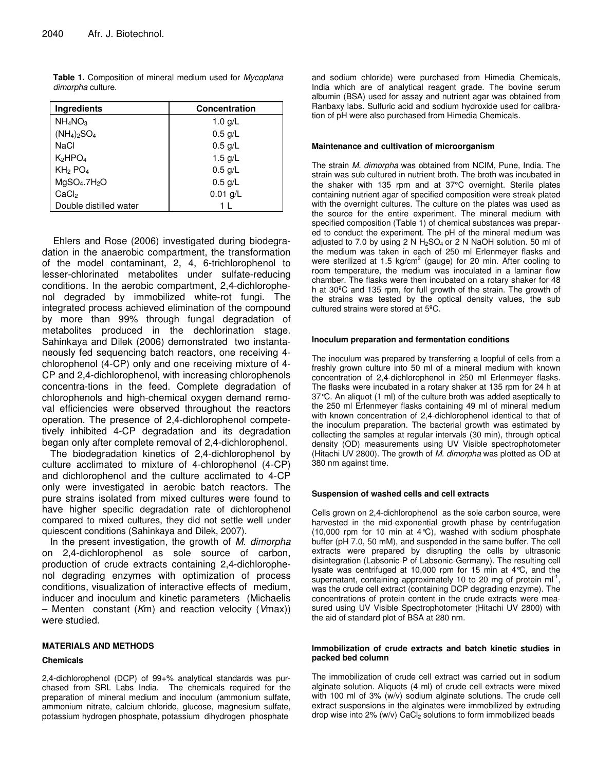**Table 1.** Composition of mineral medium used for *Mycoplana dimorpha* culture.

| Ingredients | Concentration |
|---|---|
| $NH_4NO_3$ | 1.0 g/L |
| $(NH_4)_2SO_4$ | 0.5 g/L |
| NaCl | 0.5 g/L |
| $K_2HPO_4$ | 1.5 g/L |
| $KH_2PO_4$ | 0.5 g/L |
| $MgSO_4.7H_2O$ | 0.5 g/L |
| $CaCl_2$ | 0.01 g/L |
| Double distilled water | 1 L |

Ehlers and Rose (2006) investigated during biodegradation in the anaerobic compartment, the transformation of the model contaminant, 2, 4, 6-trichlorophenol to lesser-chlorinated metabolites under sulfate-reducing conditions. In the aerobic compartment, 2,4-dichlorophenol degraded by immobilized white-rot fungi. The integrated process achieved elimination of the compound by more than 99% through fungal degradation of metabolites produced in the dechlorination stage. Sahinkaya and Dilek (2006) demonstrated two instantaneously fed sequencing batch reactors, one receiving 4-chlorophenol (4-CP) only and one receiving mixture of 4-CP and 2,4-dichlorophenol, with increasing chlorophenols concentra-tions in the feed. Complete degradation of chlorophenols and high-chemical oxygen demand removal efficiencies were observed throughout the reactors operation. The presence of 2,4-dichlorophenol competetively inhibited 4-CP degradation and its degradation began only after complete removal of 2,4-dichlorophenol.

The biodegradation kinetics of 2,4-dichlorophenol by culture acclimated to mixture of 4-chlorophenol (4-CP) and dichlorophenol and the culture acclimated to 4-CP only were investigated in aerobic batch reactors. The pure strains isolated from mixed cultures were found to have higher specific degradation rate of dichlorophenol compared to mixed cultures, they did not settle well under quiescent conditions (Sahinkaya and Dilek, 2007).

In the present investigation, the growth of *M. dimorpha* on 2,4-dichlorophenol as sole source of carbon, production of crude extracts containing 2,4-dichlorophenol degrading enzymes with optimization of process conditions, visualization of interactive effects of medium, inducer and inoculum and kinetic parameters (Michaelis – Menten constant ($K$m) and reaction velocity ($V$max)) were studied.

## MATERIALS AND METHODS

### Chemicals

2,4-dichlorophenol (DCP) of 99+% analytical standards was purchased from SRL Labs India. The chemicals required for the preparation of mineral medium and inoculum (ammonium sulfate, ammonium nitrate, calcium chloride, glucose, magnesium sulfate, potassium hydrogen phosphate, potassium dihydrogen phosphate and sodium chloride) were purchased from Himedia Chemicals, India which are of analytical reagent grade. The bovine serum albumin (BSA) used for assay and nutrient agar was obtained from Ranbaxy labs. Sulfuric acid and sodium hydroxide used for calibration of pH were also purchased from Himedia Chemicals.

### Maintenance and cultivation of microorganism

The strain *M. dimorpha* was obtained from NCIM, Pune, India. The strain was sub cultured in nutrient broth. The broth was incubated in the shaker with 135 rpm and at 37°C overnight. Sterile plates containing nutrient agar of specified composition were streak plated with the overnight cultures. The culture on the plates was used as the source for the entire experiment. The mineral medium with specified composition (Table 1) of chemical substances was prepared to conduct the experiment. The pH of the mineral medium was adjusted to 7.0 by using 2 N $H_2SO_4$ or 2 N NaOH solution. 50 ml of the medium was taken in each of 250 ml Erlenmeyer flasks and were sterilized at 1.5 kg/cm$^2$ (gauge) for 20 min. After cooling to room temperature, the medium was inoculated in a laminar flow chamber. The flasks were then incubated on a rotary shaker for 48 h at 30ºC and 135 rpm, for full growth of the strain. The growth of the strains was tested by the optical density values, the sub cultured strains were stored at 5ºC.

### Inoculum preparation and fermentation conditions

The inoculum was prepared by transferring a loopful of cells from a freshly grown culture into 50 ml of a mineral medium with known concentration of 2,4-dichlorophenol in 250 ml Erlenmeyer flasks. The flasks were incubated in a rotary shaker at 135 rpm for 24 h at 37°C. An aliquot (1 ml) of the culture broth was added aseptically to the 250 ml Erlenmeyer flasks containing 49 ml of mineral medium with known concentration of 2,4-dichlorophenol identical to that of the inoculum preparation. The bacterial growth was estimated by collecting the samples at regular intervals (30 min), through optical density (OD) measurements using UV Visible spectrophotometer (Hitachi UV 2800). The growth of *M. dimorpha* was plotted as OD at 380 nm against time.

### Suspension of washed cells and cell extracts

Cells grown on 2,4-dichlorophenol as the sole carbon source, were harvested in the mid-exponential growth phase by centrifugation (10,000 rpm for 10 min at 4°C), washed with sodium phosphate buffer (pH 7.0, 50 mM), and suspended in the same buffer. The cell extracts were prepared by disrupting the cells by ultrasonic disintegration (Labsonic-P of Labsonic-Germany). The resulting cell lysate was centrifuged at 10,000 rpm for 15 min at 4°C, and the supernatant, containing approximately 10 to 20 mg of protein ml$^{-1}$, was the crude cell extract (containing DCP degrading enzyme). The concentrations of protein content in the crude extracts were measured using UV Visible Spectrophotometer (Hitachi UV 2800) with the aid of standard plot of BSA at 280 nm.

### Immobilization of crude extracts and batch kinetic studies in packed bed column

The immobilization of crude cell extract was carried out in sodium alginate solution. Aliquots (4 ml) of crude cell extracts were mixed with 100 ml of 3% (w/v) sodium alginate solutions. The crude cell extract suspensions in the alginates were immobilized by extruding drop wise into 2% (w/v) $CaCl_2$ solutions to form immobilized beads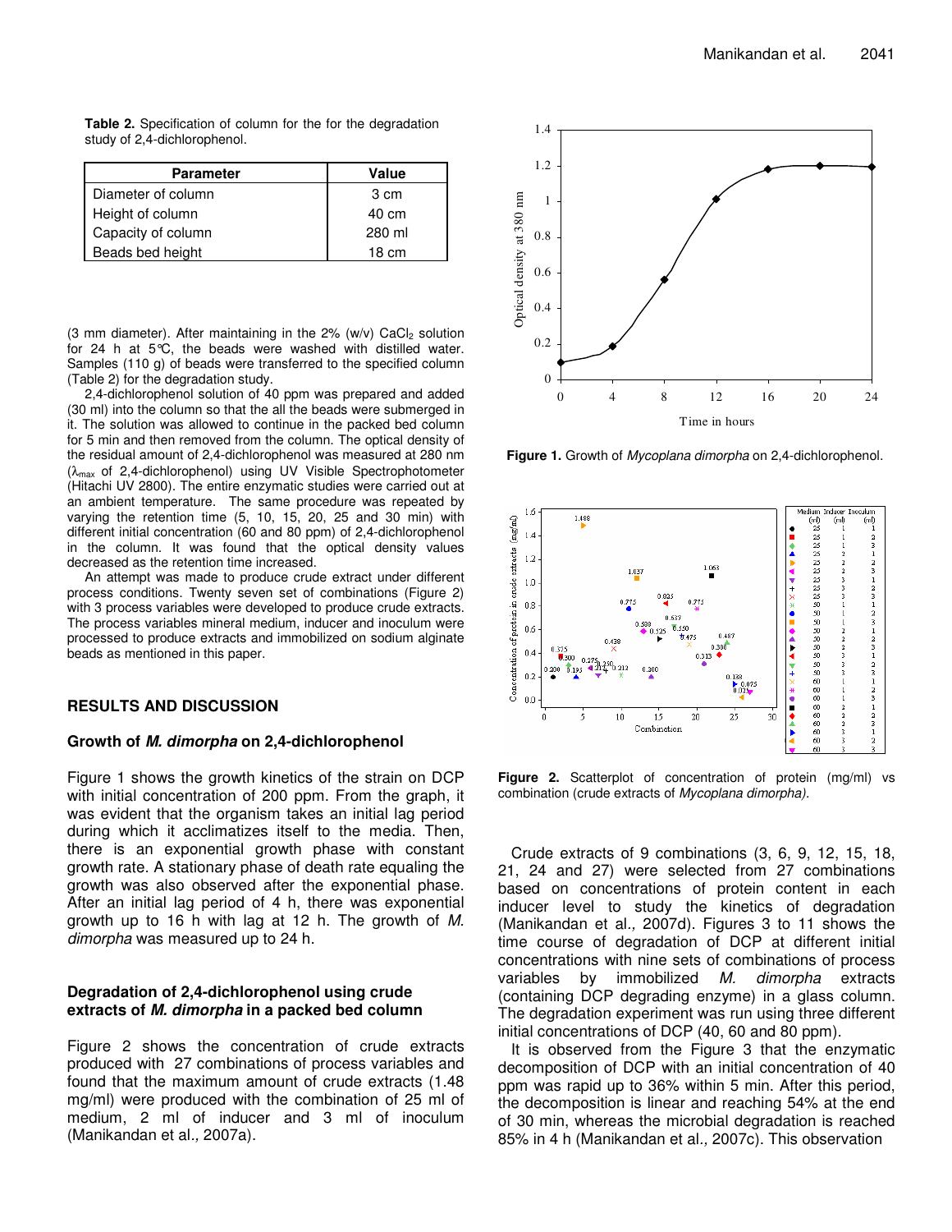**Table 2.** Specification of column for the for the degradation study of 2,4-dichlorophenol.

| Parameter | Value |
|---|---|
| Diameter of column | 3 cm |
| Height of column | 40 cm |
| Capacity of column | 280 ml |
| Beads bed height | 18 cm |

(3 mm diameter). After maintaining in the 2% (w/v) $CaCl_2$ solution for 24 h at 5°C, the beads were washed with distilled water. Samples (110 g) of beads were transferred to the specified column (Table 2) for the degradation study.

2,4-dichlorophenol solution of 40 ppm was prepared and added (30 ml) into the column so that the all the beads were submerged in it. The solution was allowed to continue in the packed bed column for 5 min and then removed from the column. The optical density of the residual amount of 2,4-dichlorophenol was measured at 280 nm ($\lambda_{max}$ of 2,4-dichlorophenol) using UV Visible Spectrophotometer (Hitachi UV 2800). The entire enzymatic studies were carried out at an ambient temperature. The same procedure was repeated by varying the retention time (5, 10, 15, 20, 25 and 30 min) with different initial concentration (60 and 80 ppm) of 2,4-dichlorophenol in the column. It was found that the optical density values decreased as the retention time increased.

An attempt was made to produce crude extract under different process conditions. Twenty seven set of combinations (Figure 2) with 3 process variables were developed to produce crude extracts. The process variables mineral medium, inducer and inoculum were processed to produce extracts and immobilized on sodium alginate beads as mentioned in this paper.

## RESULTS AND DISCUSSION

### Growth of *M. dimorpha* on 2,4-dichlorophenol

Figure 1 shows the growth kinetics of the strain on DCP with initial concentration of 200 ppm. From the graph, it was evident that the organism takes an initial lag period during which it acclimatizes itself to the media. Then, there is an exponential growth phase with constant growth rate. A stationary phase of death rate equaling the growth was also observed after the exponential phase. After an initial lag period of 4 h, there was exponential growth up to 16 h with lag at 12 h. The growth of *M. dimorpha* was measured up to 24 h.

### Degradation of 2,4-dichlorophenol using crude extracts of *M. dimorpha* in a packed bed column

Figure 2 shows the concentration of crude extracts produced with 27 combinations of process variables and found that the maximum amount of crude extracts (1.48 mg/ml) were produced with the combination of 25 ml of medium, 2 ml of inducer and 3 ml of inoculum (Manikandan et al., 2007a).

**Figure 1.** Growth of *Mycoplana dimorpha* on 2,4-dichlorophenol.

**Figure 2.** Scatterplot of concentration of protein (mg/ml) vs combination (crude extracts of *Mycoplana dimorpha).*

Crude extracts of 9 combinations (3, 6, 9, 12, 15, 18, 21, 24 and 27) were selected from 27 combinations based on concentrations of protein content in each inducer level to study the kinetics of degradation (Manikandan et al., 2007d). Figures 3 to 11 shows the time course of degradation of DCP at different initial concentrations with nine sets of combinations of process variables by immobilized *M. dimorpha* extracts (containing DCP degrading enzyme) in a glass column. The degradation experiment was run using three different initial concentrations of DCP (40, 60 and 80 ppm).

It is observed from the Figure 3 that the enzymatic decomposition of DCP with an initial concentration of 40 ppm was rapid up to 36% within 5 min. After this period, the decomposition is linear and reaching 54% at the end of 30 min, whereas the microbial degradation is reached 85% in 4 h (Manikandan et al., 2007c). This observation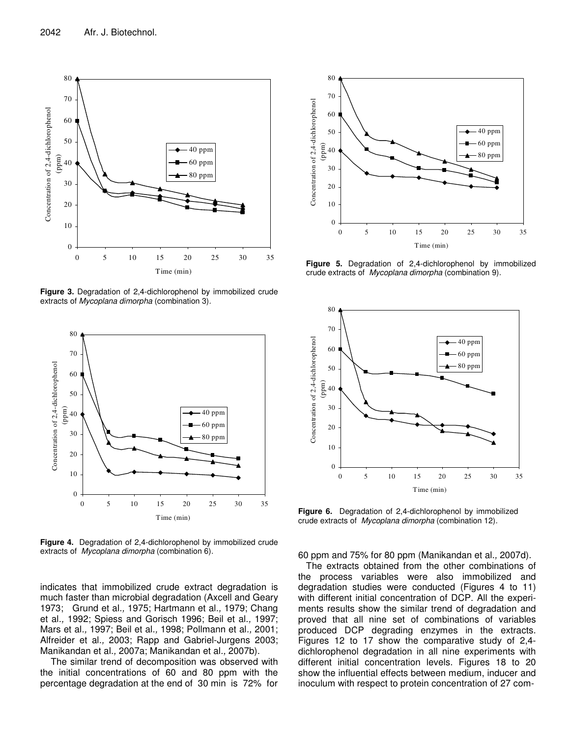Figure 3. Degradation of 2,4-dichlorophenol by immobilized crude extracts of *Mycoplana dimorpha* (combination 3).

Figure 4. Degradation of 2,4-dichlorophenol by immobilized crude extracts of *Mycoplana dimorpha* (combination 6).

indicates that immobilized crude extract degradation is much faster than microbial degradation (Axcell and Geary 1973; Grund et al., 1975; Hartmann et al., 1979; Chang et al., 1992; Spiess and Gorisch 1996; Beil et al., 1997; Mars et al., 1997; Beil et al., 1998; Pollmann et al., 2001; Alfreider et al., 2003; Rapp and Gabriel-Jurgens 2003; Manikandan et al., 2007a; Manikandan et al., 2007b).

The similar trend of decomposition was observed with the initial concentrations of 60 and 80 ppm with the percentage degradation at the end of 30 min is 72% for

Figure 5. Degradation of 2,4-dichlorophenol by immobilized crude extracts of *Mycoplana dimorpha* (combination 9).

Figure 6. Degradation of 2,4-dichlorophenol by immobilized crude extracts of *Mycoplana dimorpha* (combination 12).

60 ppm and 75% for 80 ppm (Manikandan et al., 2007d).

The extracts obtained from the other combinations of the process variables were also immobilized and degradation studies were conducted (Figures 4 to 11) with different initial concentration of DCP. All the experiments results show the similar trend of degradation and proved that all nine set of combinations of variables produced DCP degrading enzymes in the extracts. Figures 12 to 17 show the comparative study of 2,4-dichlorophenol degradation in all nine experiments with different initial concentration levels. Figures 18 to 20 show the influential effects between medium, inducer and inoculum with respect to protein concentration of 27 com-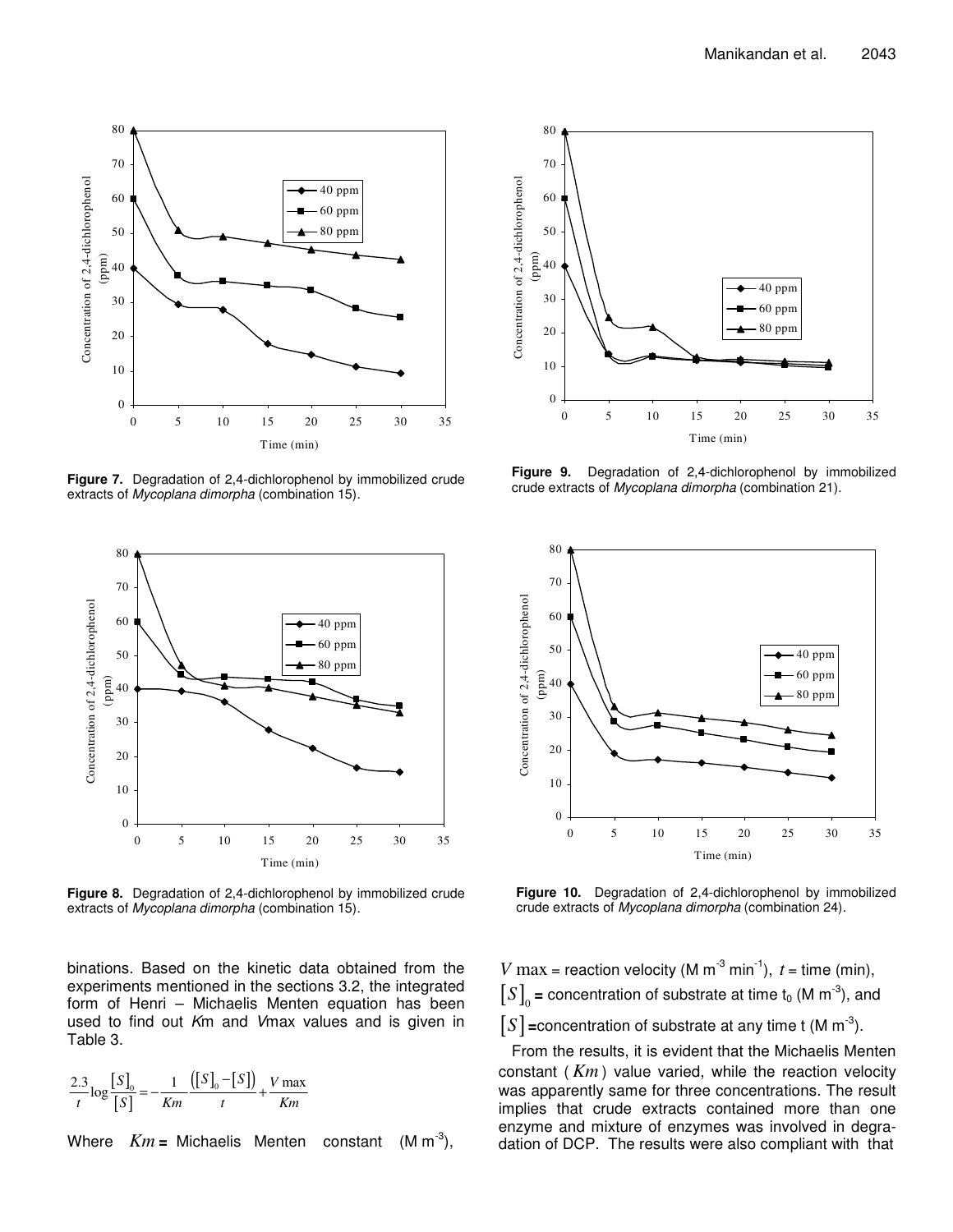Figure 7. Degradation of 2,4-dichlorophenol by immobilized crude extracts of *Mycoplana dimorpha* (combination 15).

Figure 9. Degradation of 2,4-dichlorophenol by immobilized crude extracts of *Mycoplana dimorpha* (combination 21).

Figure 8. Degradation of 2,4-dichlorophenol by immobilized crude extracts of *Mycoplana dimorpha* (combination 15).

Figure 10. Degradation of 2,4-dichlorophenol by immobilized crude extracts of *Mycoplana dimorpha* (combination 24).

binations. Based on the kinetic data obtained from the experiments mentioned in the sections 3.2, the integrated form of Henri – Michaelis Menten equation has been used to find out *K*m and *V*max values and is given in Table 3.

$$\frac{2.3}{t}\log\frac{[S]_0}{[S]} = -\frac{1}{Km}\frac{([S]_0 - [S])}{t} + \frac{V\max}{Km}$$

Where $Km$ = Michaelis Menten constant (M m$^{-3}$),

$V\max$ = reaction velocity (M m$^{-3}$ min$^{-1}$), $t$ = time (min),

$[S]_0$ = concentration of substrate at time $t_0$ (M m$^{-3}$), and

$[S]$ = concentration of substrate at any time t (M m$^{-3}$).

From the results, it is evident that the Michaelis Menten constant ( $Km$ ) value varied, while the reaction velocity was apparently same for three concentrations. The result implies that crude extracts contained more than one enzyme and mixture of enzymes was involved in degradation of DCP. The results were also compliant with that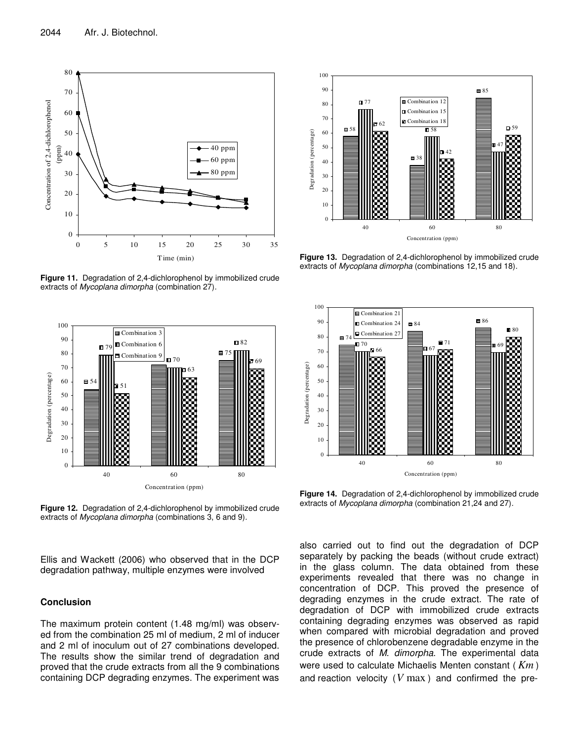**Figure 11.** Degradation of 2,4-dichlorophenol by immobilized crude extracts of *Mycoplana dimorpha* (combination 27).

**Figure 13.** Degradation of 2,4-dichlorophenol by immobilized crude extracts of *Mycoplana dimorpha* (combinations 12,15 and 18).

**Figure 12.** Degradation of 2,4-dichlorophenol by immobilized crude extracts of *Mycoplana dimorpha* (combinations 3, 6 and 9).

**Figure 14.** Degradation of 2,4-dichlorophenol by immobilized crude extracts of *Mycoplana dimorpha* (combination 21,24 and 27).

Ellis and Wackett (2006) who observed that in the DCP degradation pathway, multiple enzymes were involved

## Conclusion

The maximum protein content (1.48 mg/ml) was observed from the combination 25 ml of medium, 2 ml of inducer and 2 ml of inoculum out of 27 combinations developed. The results show the similar trend of degradation and proved that the crude extracts from all the 9 combinations containing DCP degrading enzymes. The experiment was also carried out to find out the degradation of DCP separately by packing the beads (without crude extract) in the glass column. The data obtained from these experiments revealed that there was no change in concentration of DCP. This proved the presence of degrading enzymes in the crude extract. The rate of degradation of DCP with immobilized crude extracts containing degrading enzymes was observed as rapid when compared with microbial degradation and proved the presence of chlorobenzene degradable enzyme in the crude extracts of *M. dimorpha*. The experimental data were used to calculate Michaelis Menten constant ( $Km$ ) and reaction velocity ( $V\max$ ) and confirmed the pre-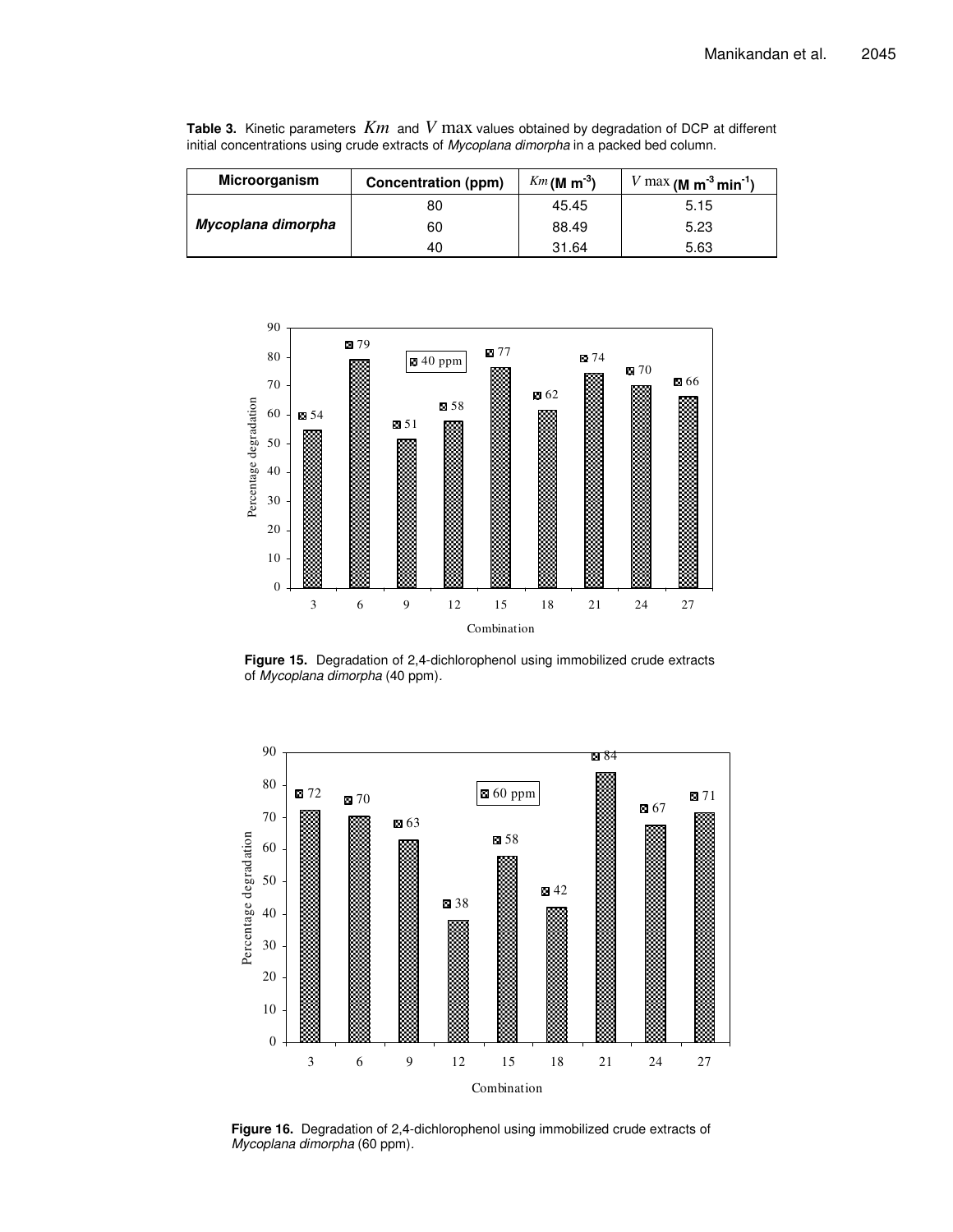**Table 3.** Kinetic parameters $Km$ and $V$ max values obtained by degradation of DCP at different initial concentrations using crude extracts of *Mycoplana dimorpha* in a packed bed column.

| Microorganism | Concentration (ppm) | $Km$ (M $m^{-3}$) | $V$ max (M $m^{-3}$ $min^{-1}$) |
|---|---|---|---|
| ***Mycoplana dimorpha*** | 80 | 45.45 | 5.15 |
| | 60 | 88.49 | 5.23 |
| | 40 | 31.64 | 5.63 |

**Figure 15.** Degradation of 2,4-dichlorophenol using immobilized crude extracts of *Mycoplana dimorpha* (40 ppm).

**Figure 16.** Degradation of 2,4-dichlorophenol using immobilized crude extracts of *Mycoplana dimorpha* (60 ppm).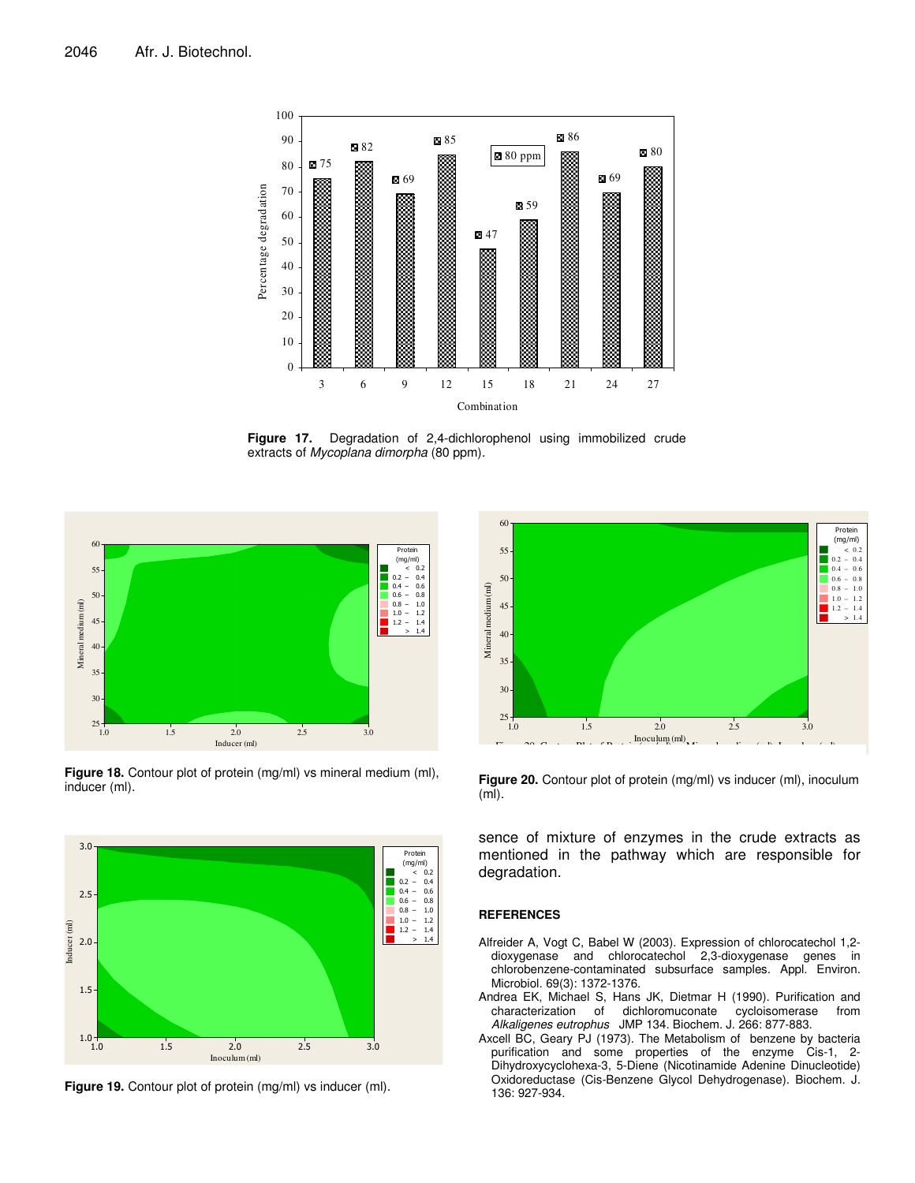Figure 17. Degradation of 2,4-dichlorophenol using immobilized crude extracts of *Mycoplana dimorpha* (80 ppm).

Figure 18. Contour plot of protein (mg/ml) vs mineral medium (ml), inducer (ml).

Figure 20. Contour plot of protein (mg/ml) vs inducer (ml), inoculum (ml).

Figure 19. Contour plot of protein (mg/ml) vs inducer (ml).

sence of mixture of enzymes in the crude extracts as mentioned in the pathway which are responsible for degradation.

## REFERENCES

Alfreider A, Vogt C, Babel W (2003). Expression of chlorocatechol 1,2-dioxygenase and chlorocatechol 2,3-dioxygenase genes in chlorobenzene-contaminated subsurface samples. Appl. Environ. Microbiol. 69(3): 1372-1376.

Andrea EK, Michael S, Hans JK, Dietmar H (1990). Purification and characterization of dichloromuconate cycloisomerase from *Alkaligenes eutrophus* JMP 134. Biochem. J. 266: 877-883.

Axcell BC, Geary PJ (1973). The Metabolism of benzene by bacteria purification and some properties of the enzyme Cis-1, 2-Dihydroxycyclohexa-3, 5-Diene (Nicotinamide Adenine Dinucleotide) Oxidoreductase (Cis-Benzene Glycol Dehydrogenase). Biochem. J. 136: 927-934.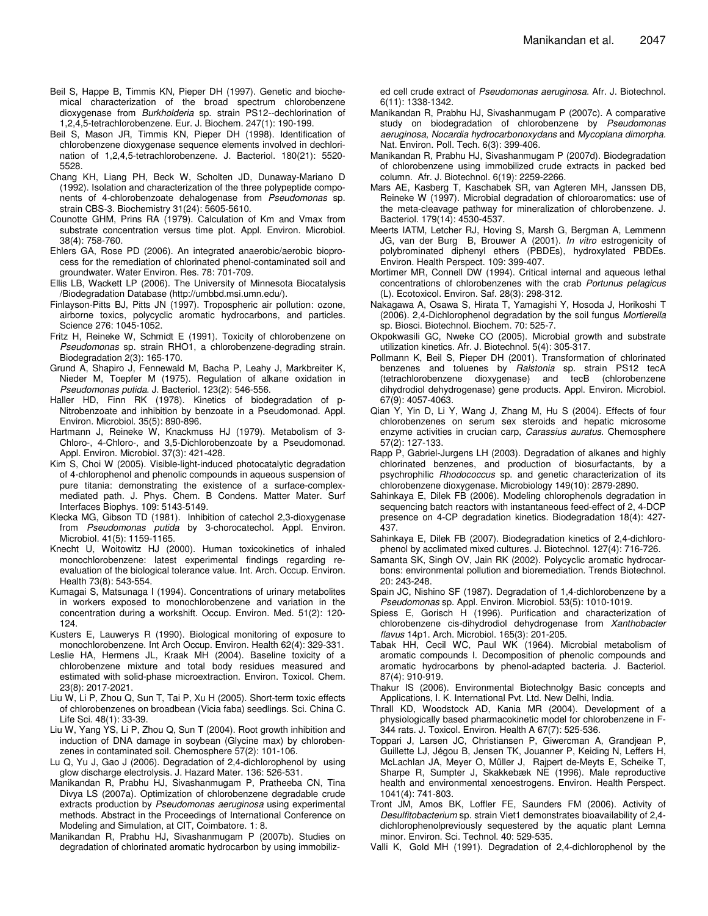Beil S, Happe B, Timmis KN, Pieper DH (1997). Genetic and biochemical characterization of the broad spectrum chlorobenzene dioxygenase from *Burkholderia* sp. strain PS12--dechlorination of 1,2,4,5-tetrachlorobenzene. Eur. J. Biochem. 247(1): 190-199.

Beil S, Mason JR, Timmis KN, Pieper DH (1998). Identification of chlorobenzene dioxygenase sequence elements involved in dechlorination of 1,2,4,5-tetrachlorobenzene. J. Bacteriol. 180(21): 5520-5528.

Chang KH, Liang PH, Beck W, Scholten JD, Dunaway-Mariano D (1992). Isolation and characterization of the three polypeptide components of 4-chlorobenzoate dehalogenase from *Pseudomonas* sp. strain CBS-3. Biochemistry 31(24): 5605-5610.

Counotte GHM, Prins RA (1979). Calculation of Km and Vmax from substrate concentration versus time plot. Appl. Environ. Microbiol. 38(4): 758-760.

Ehlers GA, Rose PD (2006). An integrated anaerobic/aerobic bioprocess for the remediation of chlorinated phenol-contaminated soil and groundwater. Water Environ. Res. 78: 701-709.

Ellis LB, Wackett LP (2006). The University of Minnesota Biocatalysis /Biodegradation Database (http://umbbd.msi.umn.edu/).

Finlayson-Pitts BJ, Pitts JN (1997). Tropospheric air pollution: ozone, airborne toxics, polycyclic aromatic hydrocarbons, and particles. Science 276: 1045-1052.

Fritz H, Reineke W, Schmidt E (1991). Toxicity of chlorobenzene on *Pseudomonas* sp. strain RHO1, a chlorobenzene-degrading strain. Biodegradation 2(3): 165-170.

Grund A, Shapiro J, Fennewald M, Bacha P, Leahy J, Markbreiter K, Nieder M, Toepfer M (1975). Regulation of alkane oxidation in *Pseudomonas putida*. J. Bacteriol. 123(2): 546-556.

Haller HD, Finn RK (1978). Kinetics of biodegradation of p-Nitrobenzoate and inhibition by benzoate in a Pseudomonad. Appl. Environ. Microbiol. 35(5): 890-896.

Hartmann J, Reineke W, Knackmuss HJ (1979). Metabolism of 3-Chloro-, 4-Chloro-, and 3,5-Dichlorobenzoate by a Pseudomonad. Appl. Environ. Microbiol. 37(3): 421-428.

Kim S, Choi W (2005). Visible-light-induced photocatalytic degradation of 4-chlorophenol and phenolic compounds in aqueous suspension of pure titania: demonstrating the existence of a surface-complex-mediated path. J. Phys. Chem. B Condens. Matter Mater. Surf Interfaces Biophys. 109: 5143-5149.

Klecka MG, Gibson TD (1981). Inhibition of catechol 2,3-dioxygenase from *Pseudomonas putida* by 3-chorocatechol. Appl. Environ. Microbiol. 41(5): 1159-1165.

Knecht U, Woitowitz HJ (2000). Human toxicokinetics of inhaled monochlorobenzene: latest experimental findings regarding re-evaluation of the biological tolerance value. Int. Arch. Occup. Environ. Health 73(8): 543-554.

Kumagai S, Matsunaga I (1994). Concentrations of urinary metabolites in workers exposed to monochlorobenzene and variation in the concentration during a workshift. Occup. Environ. Med. 51(2): 120-124.

Kusters E, Lauwerys R (1990). Biological monitoring of exposure to monochlorobenzene. Int Arch Occup. Environ. Health 62(4): 329-331.

Leslie HA, Hermens JL, Kraak MH (2004). Baseline toxicity of a chlorobenzene mixture and total body residues measured and estimated with solid-phase microextraction. Environ. Toxicol. Chem. 23(8): 2017-2021.

Liu W, Li P, Zhou Q, Sun T, Tai P, Xu H (2005). Short-term toxic effects of chlorobenzenes on broadbean (Vicia faba) seedlings. Sci. China C. Life Sci. 48(1): 33-39.

Liu W, Yang YS, Li P, Zhou Q, Sun T (2004). Root growth inhibition and induction of DNA damage in soybean (Glycine max) by chlorobenzenes in contaminated soil. Chemosphere 57(2): 101-106.

Lu Q, Yu J, Gao J (2006). Degradation of 2,4-dichlorophenol by using glow discharge electrolysis. J. Hazard Mater. 136: 526-531.

Manikandan R, Prabhu HJ, Sivashanmugam P, Pratheeba CN, Tina Divya LS (2007a). Optimization of chlorobenzene degradable crude extracts production by *Pseudomonas aeruginosa* using experimental methods. Abstract in the Proceedings of International Conference on Modeling and Simulation, at CIT, Coimbatore. 1: 8.

Manikandan R, Prabhu HJ, Sivashanmugam P (2007b). Studies on degradation of chlorinated aromatic hydrocarbon by using immobilized cell crude extract of *Pseudomonas aeruginosa*. Afr. J. Biotechnol. 6(11): 1338-1342.

Manikandan R, Prabhu HJ, Sivashanmugam P (2007c). A comparative study on biodegradation of chlorobenzene by *Pseudomonas aeruginosa*, *Nocardia hydrocarbonoxydans* and *Mycoplana dimorpha*. Nat. Environ. Poll. Tech. 6(3): 399-406.

Manikandan R, Prabhu HJ, Sivashanmugam P (2007d). Biodegradation of chlorobenzene using immobilized crude extracts in packed bed column. Afr. J. Biotechnol. 6(19): 2259-2266.

Mars AE, Kasberg T, Kaschabek SR, van Agteren MH, Janssen DB, Reineke W (1997). Microbial degradation of chloroaromatics: use of the meta-cleavage pathway for mineralization of chlorobenzene. J. Bacteriol. 179(14): 4530-4537.

Meerts IATM, Letcher RJ, Hoving S, Marsh G, Bergman A, Lemmenn JG, van der Burg B, Brouwer A (2001). *In vitro* estrogenicity of polybrominated diphenyl ethers (PBDEs), hydroxylated PBDEs. Environ. Health Perspect. 109: 399-407.

Mortimer MR, Connell DW (1994). Critical internal and aqueous lethal concentrations of chlorobenzenes with the crab *Portunus pelagicus* (L). Ecotoxicol. Environ. Saf. 28(3): 298-312.

Nakagawa A, Osawa S, Hirata T, Yamagishi Y, Hosoda J, Horikoshi T (2006). 2,4-Dichlorophenol degradation by the soil fungus *Mortierella* sp. Biosci. Biotechnol. Biochem. 70: 525-7.

Okpokwasili GC, Nweke CO (2005). Microbial growth and substrate utilization kinetics. Afr. J. Biotechnol. 5(4): 305-317.

Pollmann K, Beil S, Pieper DH (2001). Transformation of chlorinated benzenes and toluenes by *Ralstonia* sp. strain PS12 tecA (tetrachlorobenzene dioxygenase) and tecB (chlorobenzene dihydrodiol dehydrogenase) gene products. Appl. Environ. Microbiol. 67(9): 4057-4063.

Qian Y, Yin D, Li Y, Wang J, Zhang M, Hu S (2004). Effects of four chlorobenzenes on serum sex steroids and hepatic microsome enzyme activities in crucian carp, *Carassius auratus*. Chemosphere 57(2): 127-133.

Rapp P, Gabriel-Jurgens LH (2003). Degradation of alkanes and highly chlorinated benzenes, and production of biosurfactants, by a psychrophilic *Rhodococcus* sp. and genetic characterization of its chlorobenzene dioxygenase. Microbiology 149(10): 2879-2890.

Sahinkaya E, Dilek FB (2006). Modeling chlorophenols degradation in sequencing batch reactors with instantaneous feed-effect of 2, 4-DCP presence on 4-CP degradation kinetics. Biodegradation 18(4): 427-437.

Sahinkaya E, Dilek FB (2007). Biodegradation kinetics of 2,4-dichlorophenol by acclimated mixed cultures. J. Biotechnol. 127(4): 716-726.

Samanta SK, Singh OV, Jain RK (2002). Polycyclic aromatic hydrocarbons: environmental pollution and bioremediation. Trends Biotechnol. 20: 243-248.

Spain JC, Nishino SF (1987). Degradation of 1,4-dichlorobenzene by a *Pseudomonas* sp. Appl. Environ. Microbiol. 53(5): 1010-1019.

Spiess E, Gorisch H (1996). Purification and characterization of chlorobenzene cis-dihydrodiol dehydrogenase from *Xanthobacter flavus* 14p1. Arch. Microbiol. 165(3): 201-205.

Tabak HH, Cecil WC, Paul WK (1964). Microbial metabolism of aromatic compounds I. Decomposition of phenolic compounds and aromatic hydrocarbons by phenol-adapted bacteria. J. Bacteriol. 87(4): 910-919.

Thakur IS (2006). Environmental Biotechnolgy Basic concepts and Applications, I. K. International Pvt. Ltd. New Delhi, India.

Thrall KD, Woodstock AD, Kania MR (2004). Development of a physiologically based pharmacokinetic model for chlorobenzene in F-344 rats. J. Toxicol. Environ. Health A 67(7): 525-536.

Toppari J, Larsen JC, Christiansen P, Giwercman A, Grandjean P, Guillette LJ, Jégou B, Jensen TK, Jouanner P, Keiding N, Leffers H, McLachlan JA, Meyer O, Müller J, Rajpert de-Meyts E, Scheike T, Sharpe R, Sumpter J, Skakkebæk NE (1996). Male reproductive health and environmental xenoestrogens. Environ. Health Perspect. 1041(4): 741-803.

Tront JM, Amos BK, Loffler FE, Saunders FM (2006). Activity of *Desulfitobacterium* sp. strain Viet1 demonstrates bioavailability of 2,4-dichlorophenolpreviously sequestered by the aquatic plant Lemna minor. Environ. Sci. Technol. 40: 529-535.

Valli K, Gold MH (1991). Degradation of 2,4-dichlorophenol by the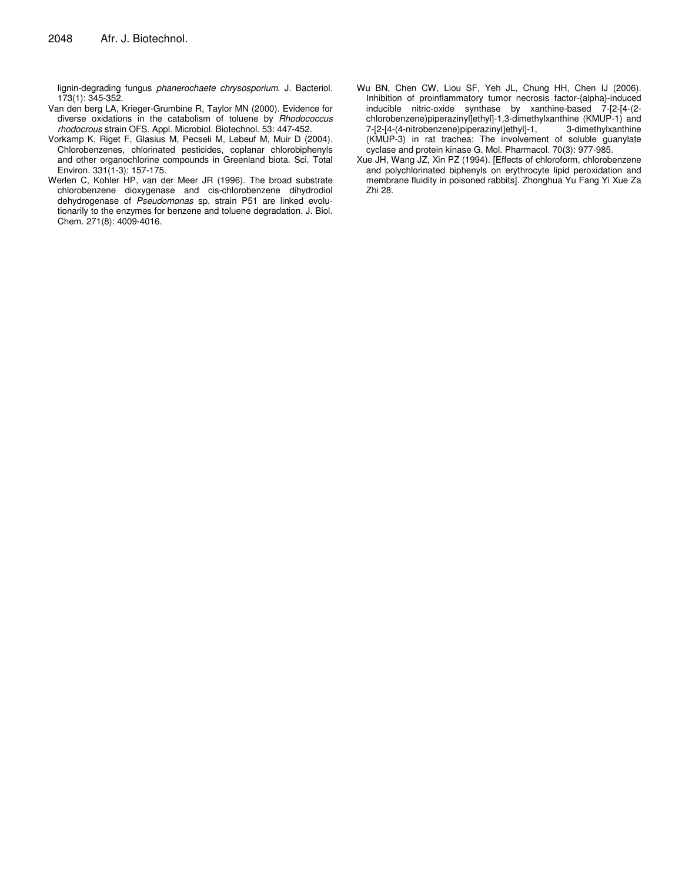lignin-degrading fungus *phanerochaete chrysosporium*. J. Bacteriol. 173(1): 345-352.

Van den berg LA, Krieger-Grumbine R, Taylor MN (2000). Evidence for diverse oxidations in the catabolism of toluene by *Rhodococcus rhodocrous* strain OFS. Appl. Microbiol. Biotechnol. 53: 447-452.

Vorkamp K, Riget F, Glasius M, Pecseli M, Lebeuf M, Muir D (2004). Chlorobenzenes, chlorinated pesticides, coplanar chlorobiphenyls and other organochlorine compounds in Greenland biota. Sci. Total Environ. 331(1-3): 157-175.

Werlen C, Kohler HP, van der Meer JR (1996). The broad substrate chlorobenzene dioxygenase and cis-chlorobenzene dihydrodiol dehydrogenase of *Pseudomonas* sp. strain P51 are linked evolutionarily to the enzymes for benzene and toluene degradation. J. Biol. Chem. 271(8): 4009-4016.

Wu BN, Chen CW, Liou SF, Yeh JL, Chung HH, Chen IJ (2006). Inhibition of proinflammatory tumor necrosis factor-{alpha}-induced inducible nitric-oxide synthase by xanthine-based 7-[2-[4-(2-chlorobenzene)piperazinyl]ethyl]-1,3-dimethylxanthine (KMUP-1) and 7-[2-[4-(4-nitrobenzene)piperazinyl]ethyl]-1, 3-dimethylxanthine (KMUP-3) in rat trachea: The involvement of soluble guanylate cyclase and protein kinase G. Mol. Pharmacol. 70(3): 977-985.

Xue JH, Wang JZ, Xin PZ (1994). [Effects of chloroform, chlorobenzene and polychlorinated biphenyls on erythrocyte lipid peroxidation and membrane fluidity in poisoned rabbits]. Zhonghua Yu Fang Yi Xue Za Zhi 28.